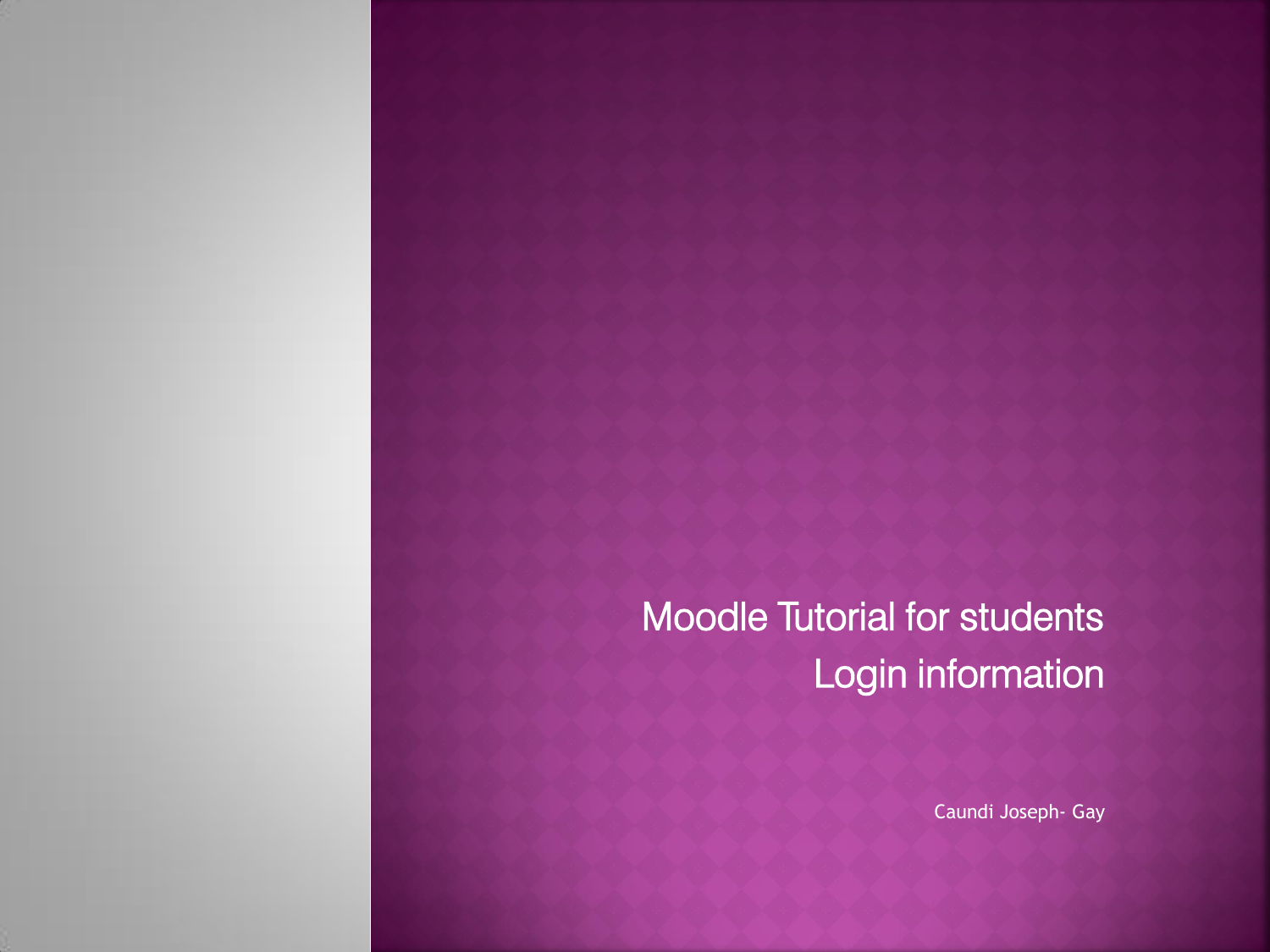# Moodle Tutorial for students
# Login information

Caundi Joseph- Gay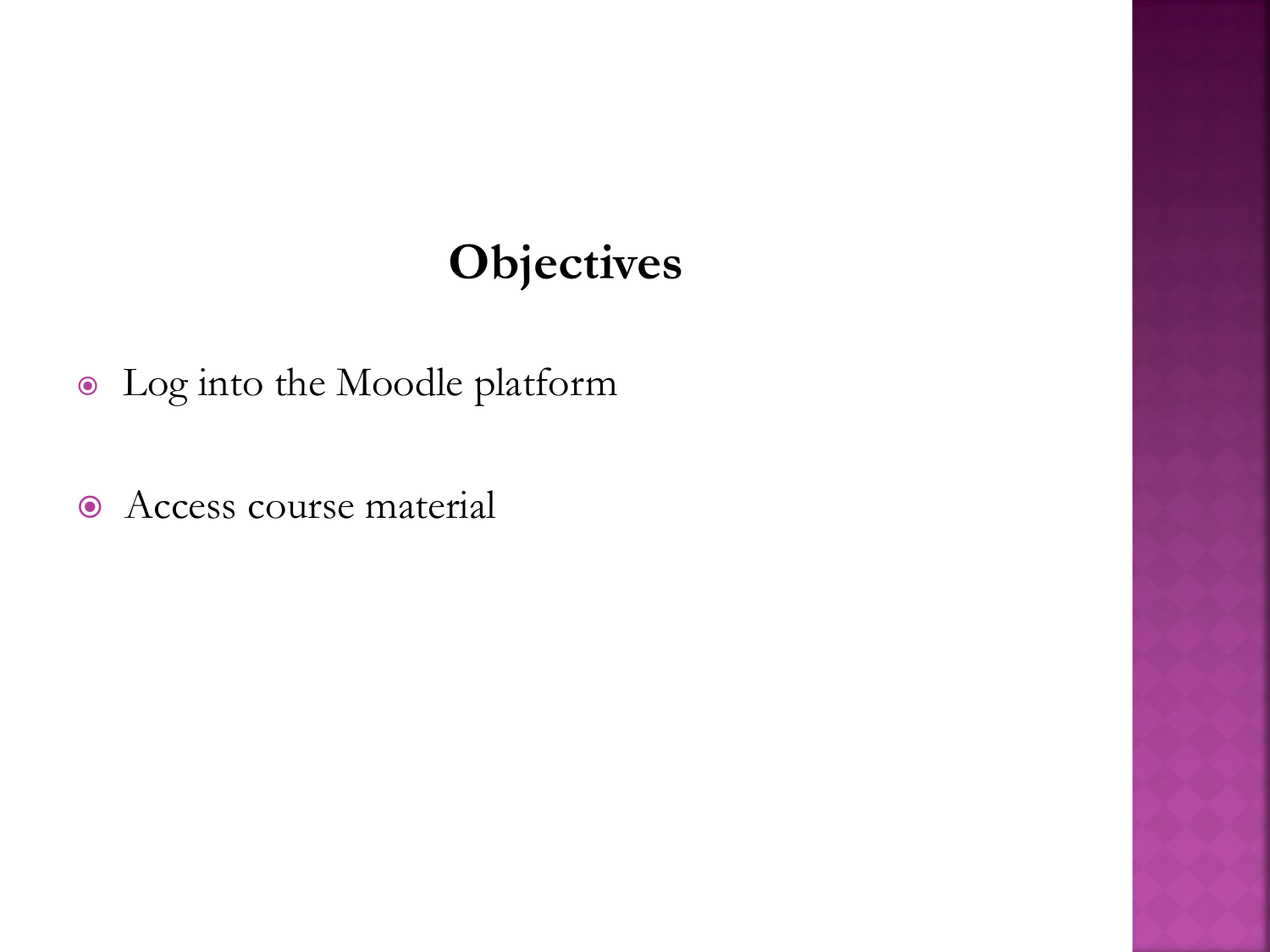# Objectives

- Log into the Moodle platform
- Access course material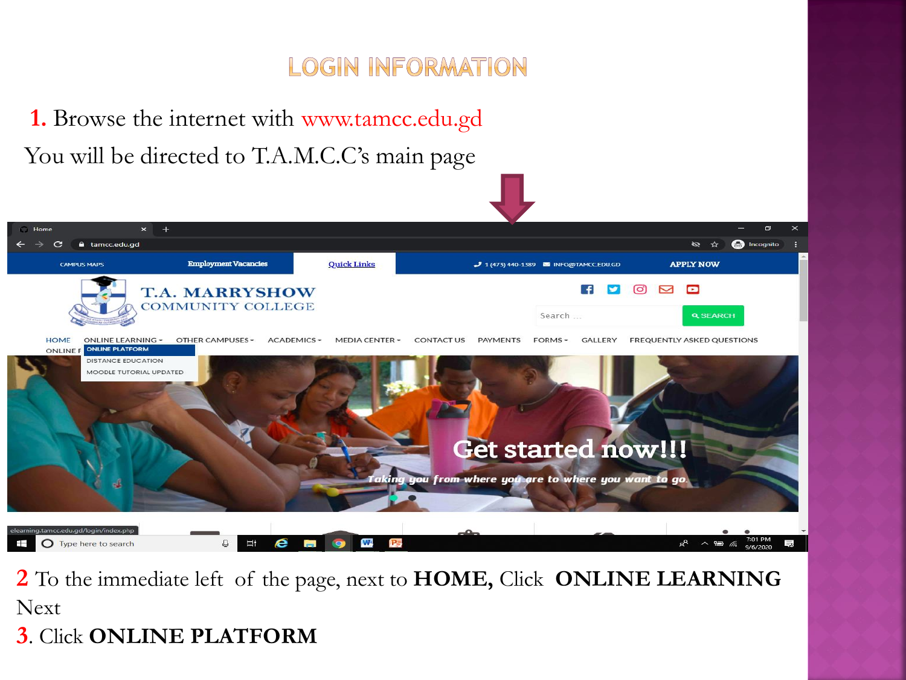# LOGIN INFORMATION

**1.** Browse the internet with www.tamcc.edu.gd

You will be directed to T.A.M.C.C's main page

**2** To the immediate left of the page, next to **HOME,** Click **ONLINE LEARNING** Next

**3**. Click **ONLINE PLATFORM**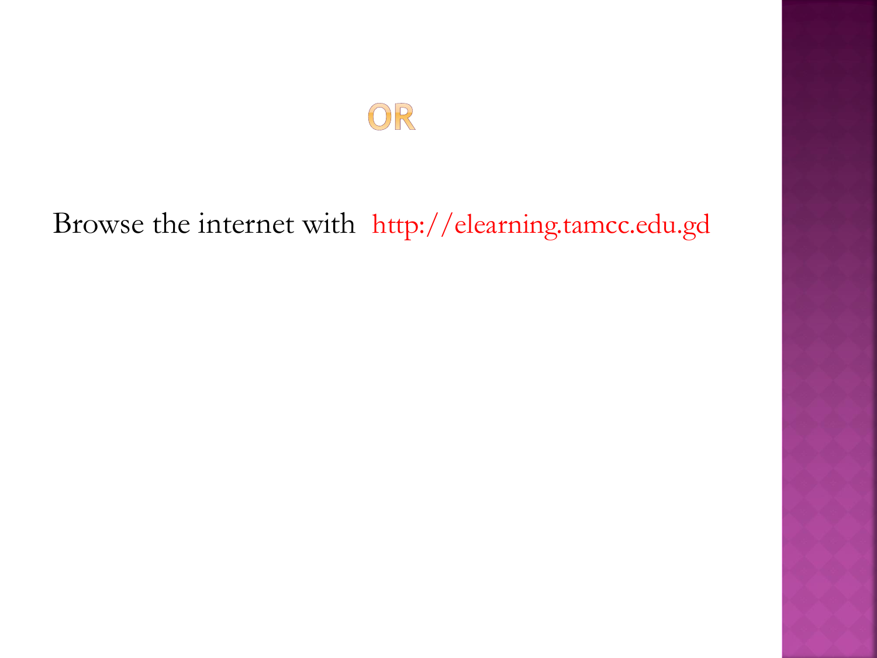# OR

Browse the internet with http://elearning.tamcc.edu.gd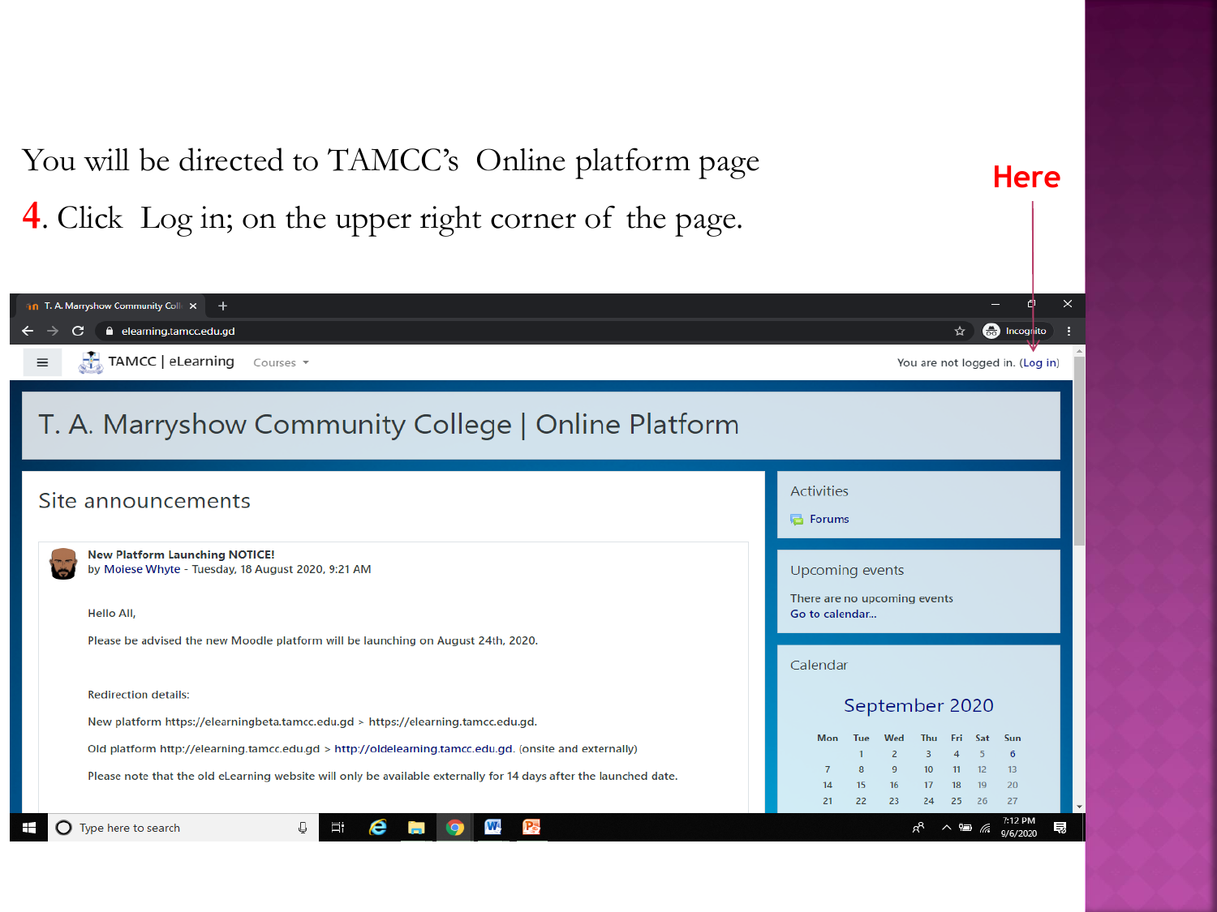You will be directed to TAMCC's Online platform page

4. Click Log in; on the upper right corner of the page.

Here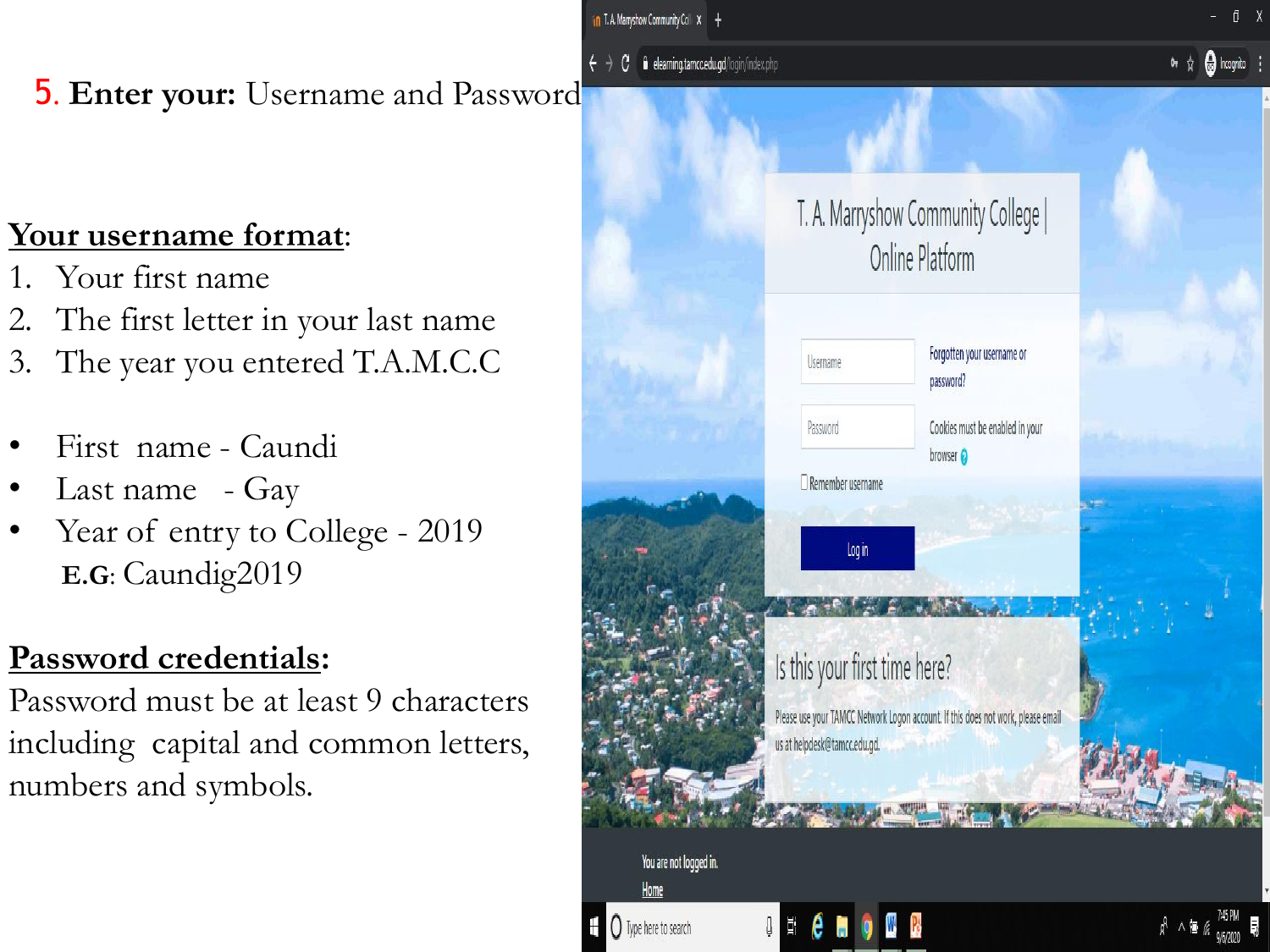5. **Enter your:** Username and Password

**Your username format**:

1. Your first name
2. The first letter in your last name
3. The year you entered T.A.M.C.C

- First name - Caundi
- Last name - Gay
- Year of entry to College - 2019

**E.G**: Caundig2019

**Password credentials:**

Password must be at least 9 characters including capital and common letters, numbers and symbols.

T. A. Marryshow Community College | Online Platform

Username

Password

Forgotten your username or password?

Cookies must be enabled in your browser

Remember username

Log in

Is this your first time here?

Please use your TAMCC Network Logon account. If this does not work, please email us at helpdesk@tamcc.edu.gd.

You are not logged in.

Home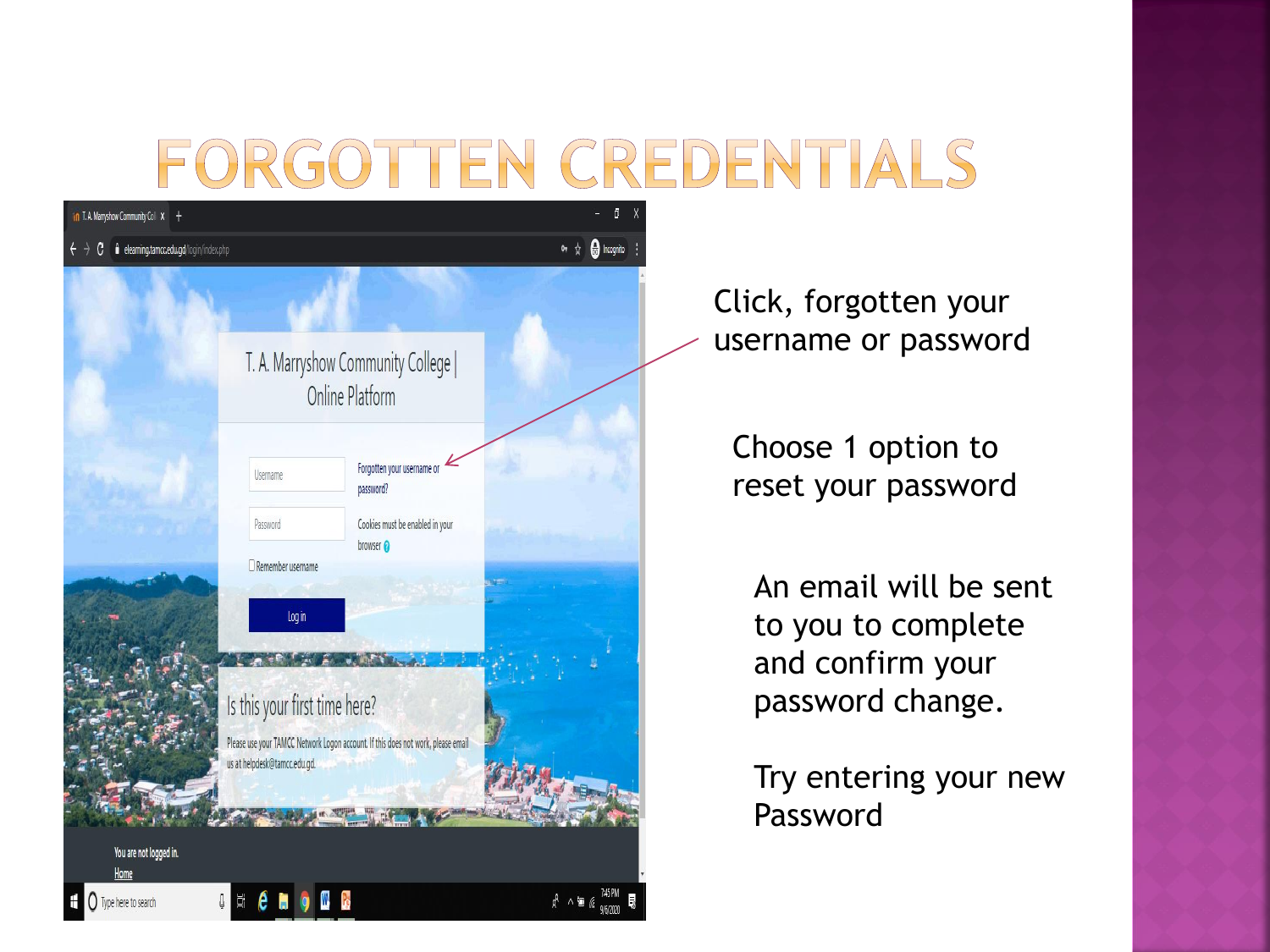# FORGOTTEN CREDENTIALS

Click, forgotten your username or password

Choose 1 option to reset your password

An email will be sent to you to complete and confirm your password change.

Try entering your new Password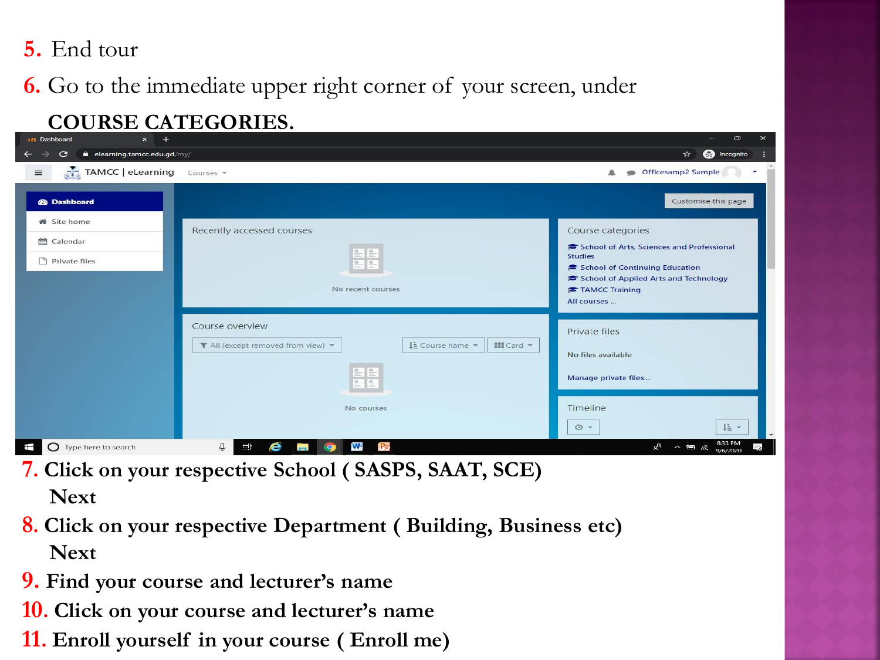5. End tour

6. Go to the immediate upper right corner of your screen, under **COURSE CATEGORIES.**

7. **Click on your respective School ( SASPS, SAAT, SCE)**
   **Next**

8. **Click on your respective Department ( Building, Business etc)**
   **Next**

9. **Find your course and lecturer's name**

10. **Click on your course and lecturer's name**

11. **Enroll yourself in your course ( Enroll me)**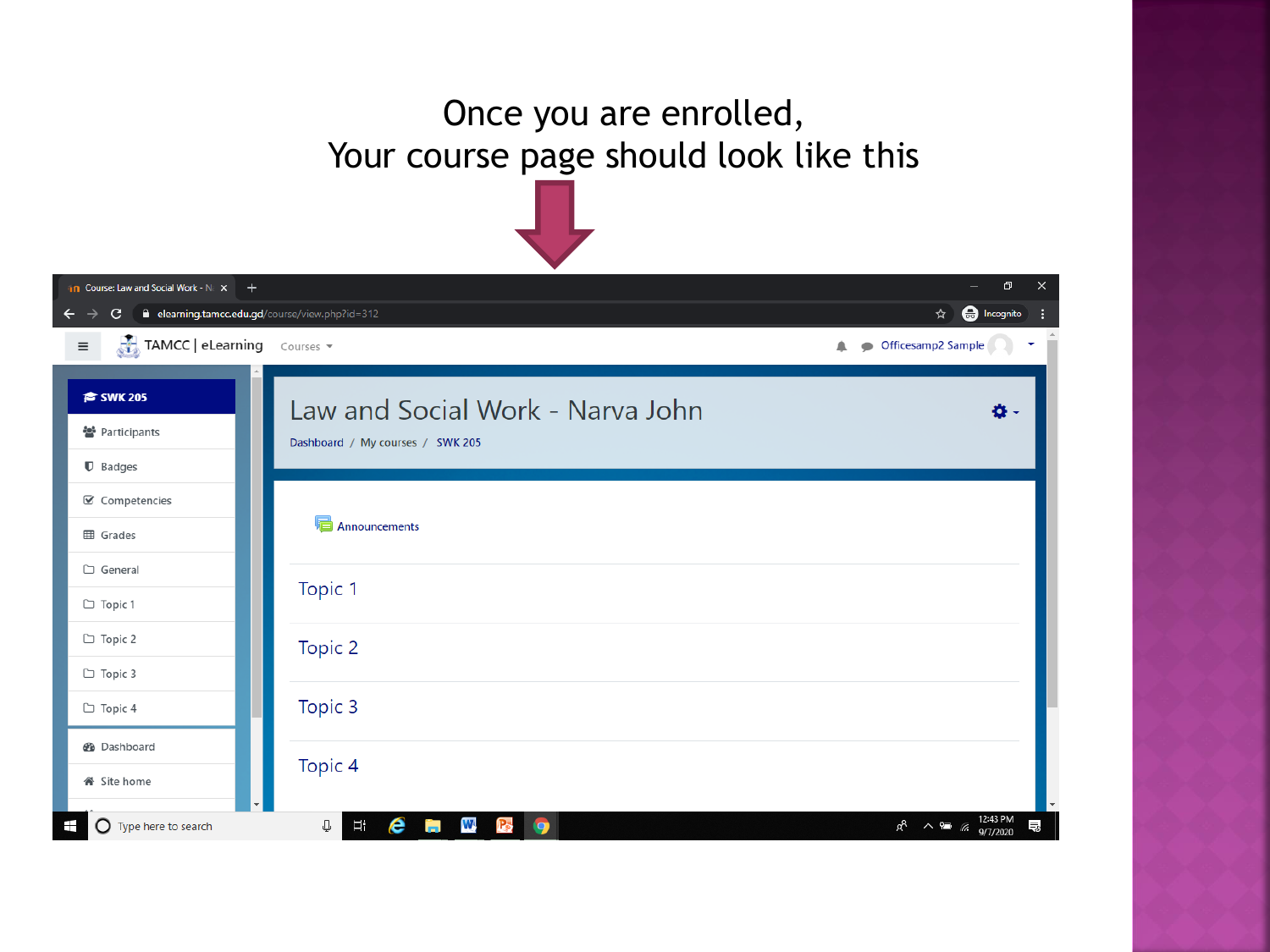Once you are enrolled,
Your course page should look like this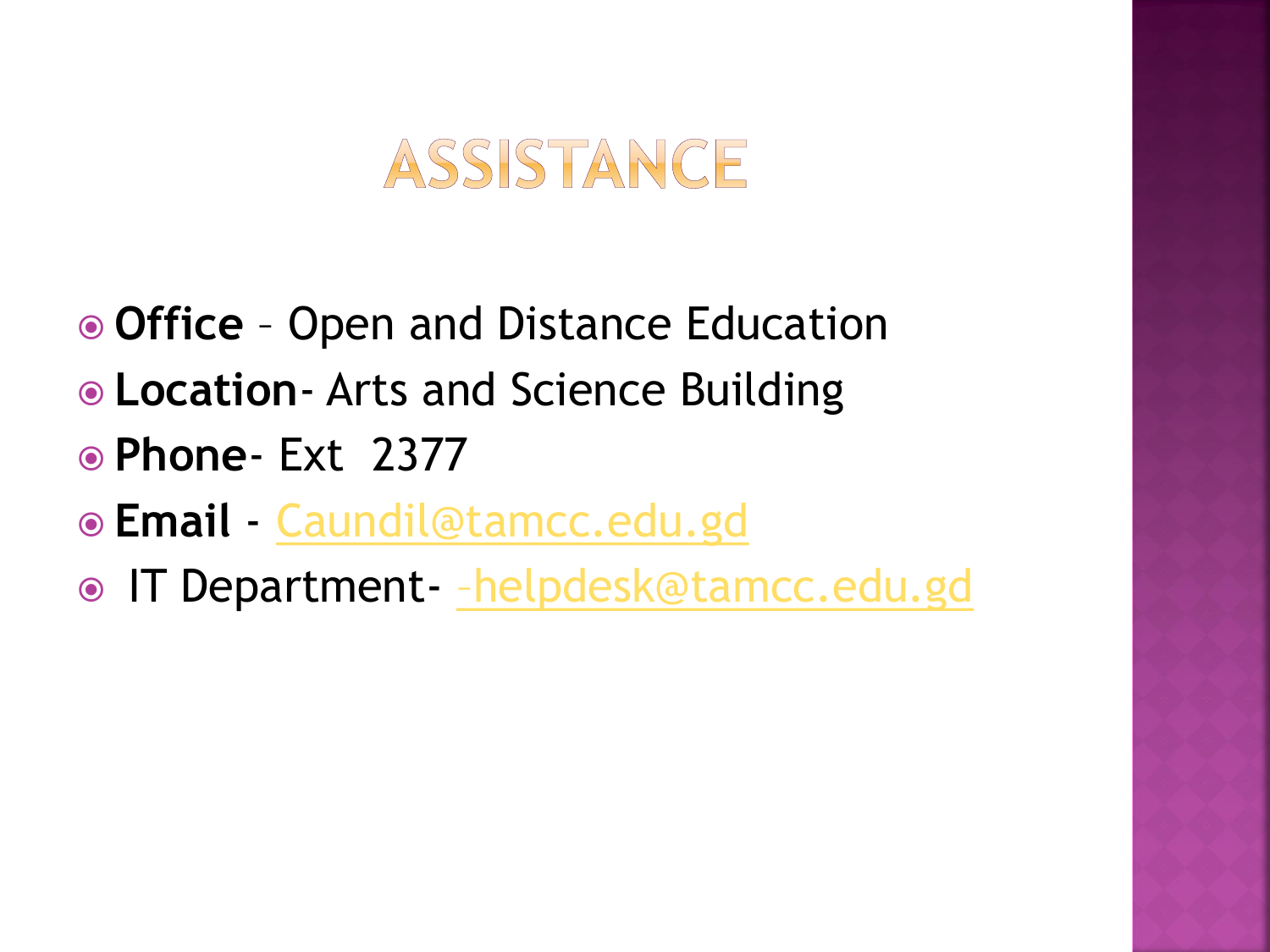# ASSISTANCE

- **Office** – Open and Distance Education
- **Location**- Arts and Science Building
- **Phone**- Ext 2377
- **Email** - Caundil@tamcc.edu.gd
- IT Department- –helpdesk@tamcc.edu.gd